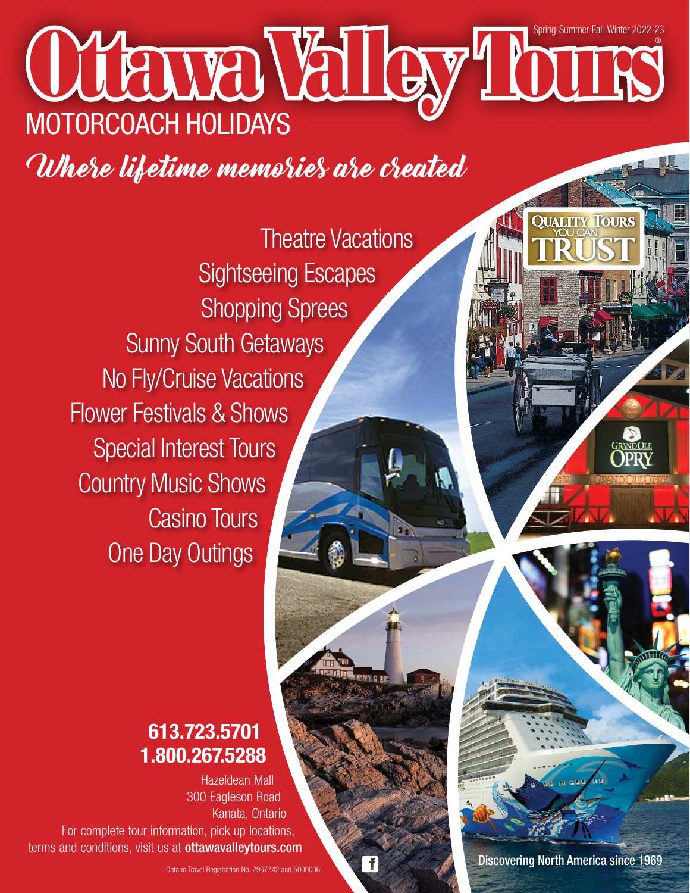Spring-Summer-Fall-Winter 2022-23

# Ottawa Valley Tours®

## MOTORCOACH HOLIDAYS

*Where lifetime memories are created*

Theatre Vacations
Sightseeing Escapes
Shopping Sprees
Sunny South Getaways
No Fly/Cruise Vacations
Flower Festivals & Shows
Special Interest Tours
Country Music Shows
Casino Tours
One Day Outings

QUALITY TOURS YOU CAN TRUST

**613.723.5701**
**1.800.267.5288**

Hazeldean Mall
300 Eagleson Road
Kanata, Ontario

For complete tour information, pick up locations, terms and conditions, visit us at **ottawavalleytours.com**

Ontario Travel Registration No. 2967742 and 5000006

Discovering North America since 1969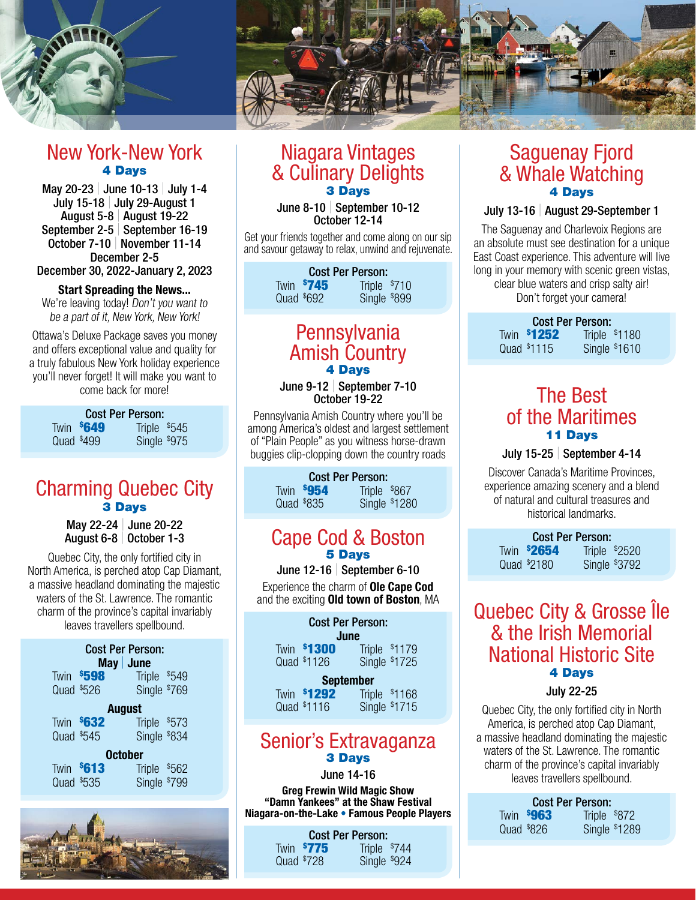## New York-New York

**4 Days**

May 20-23 | June 10-13 | July 1-4
July 15-18 | July 29-August 1
August 5-8 | August 19-22
September 2-5 | September 16-19
October 7-10 | November 11-14
December 2-5
December 30, 2022-January 2, 2023

**Start Spreading the News...**
We're leaving today! *Don't you want to be a part of it, New York, New York!*

Ottawa's Deluxe Package saves you money and offers exceptional value and quality for a truly fabulous New York holiday experience you'll never forget! It will make you want to come back for more!

**Cost Per Person:**

| | | | |
|---|---|---|---|
| Twin | **$649** | Triple | $545 |
| Quad | $499 | Single | $975 |

## Charming Quebec City

**3 Days**

May 22-24 | June 20-22
August 6-8 | October 1-3

Quebec City, the only fortified city in North America, is perched atop Cap Diamant, a massive headland dominating the majestic waters of the St. Lawrence. The romantic charm of the province's capital invariably leaves travellers spellbound.

**Cost Per Person:**

**May | June**

| | | | |
|---|---|---|---|
| Twin | **$598** | Triple | $549 |
| Quad | $526 | Single | $769 |

**August**

| | | | |
|---|---|---|---|
| Twin | **$632** | Triple | $573 |
| Quad | $545 | Single | $834 |

**October**

| | | | |
|---|---|---|---|
| Twin | **$613** | Triple | $562 |
| Quad | $535 | Single | $799 |

## Niagara Vintages & Culinary Delights

**3 Days**

June 8-10 | September 10-12
October 12-14

Get your friends together and come along on our sip and savour getaway to relax, unwind and rejuvenate.

**Cost Per Person:**

| | | | |
|---|---|---|---|
| Twin | **$745** | Triple | $710 |
| Quad | $692 | Single | $899 |

## Pennsylvania Amish Country

**4 Days**

June 9-12 | September 7-10
October 19-22

Pennsylvania Amish Country where you'll be among America's oldest and largest settlement of "Plain People" as you witness horse-drawn buggies clip-clopping down the country roads

**Cost Per Person:**

| | | | |
|---|---|---|---|
| Twin | **$954** | Triple | $867 |
| Quad | $835 | Single | $1280 |

## Cape Cod & Boston

**5 Days**

June 12-16 | September 6-10

Experience the charm of **Ole Cape Cod** and the exciting **Old town of Boston**, MA

**Cost Per Person:**

**June**

| | | | |
|---|---|---|---|
| Twin | **$1300** | Triple | $1179 |
| Quad | $1126 | Single | $1725 |

**September**

| | | | |
|---|---|---|---|
| Twin | **$1292** | Triple | $1168 |
| Quad | $1116 | Single | $1715 |

## Senior's Extravaganza

**3 Days**

June 14-16

**Greg Frewin Wild Magic Show**
**"Damn Yankees" at the Shaw Festival**
**Niagara-on-the-Lake • Famous People Players**

**Cost Per Person:**

| | | | |
|---|---|---|---|
| Twin | **$775** | Triple | $744 |
| Quad | $728 | Single | $924 |

## Saguenay Fjord & Whale Watching

**4 Days**

July 13-16 | August 29-September 1

The Saguenay and Charlevoix Regions are an absolute must see destination for a unique East Coast experience. This adventure will live long in your memory with scenic green vistas, clear blue waters and crisp salty air! Don't forget your camera!

**Cost Per Person:**

| | | | |
|---|---|---|---|
| Twin | **$1252** | Triple | $1180 |
| Quad | $1115 | Single | $1610 |

## The Best of the Maritimes

**11 Days**

July 15-25 | September 4-14

Discover Canada's Maritime Provinces, experience amazing scenery and a blend of natural and cultural treasures and historical landmarks.

**Cost Per Person:**

| | | | |
|---|---|---|---|
| Twin | **$2654** | Triple | $2520 |
| Quad | $2180 | Single | $3792 |

## Quebec City & Grosse Île & the Irish Memorial National Historic Site

**4 Days**

July 22-25

Quebec City, the only fortified city in North America, is perched atop Cap Diamant, a massive headland dominating the majestic waters of the St. Lawrence. The romantic charm of the province's capital invariably leaves travellers spellbound.

**Cost Per Person:**

| | | | |
|---|---|---|---|
| Twin | **$963** | Triple | $872 |
| Quad | $826 | Single | $1289 |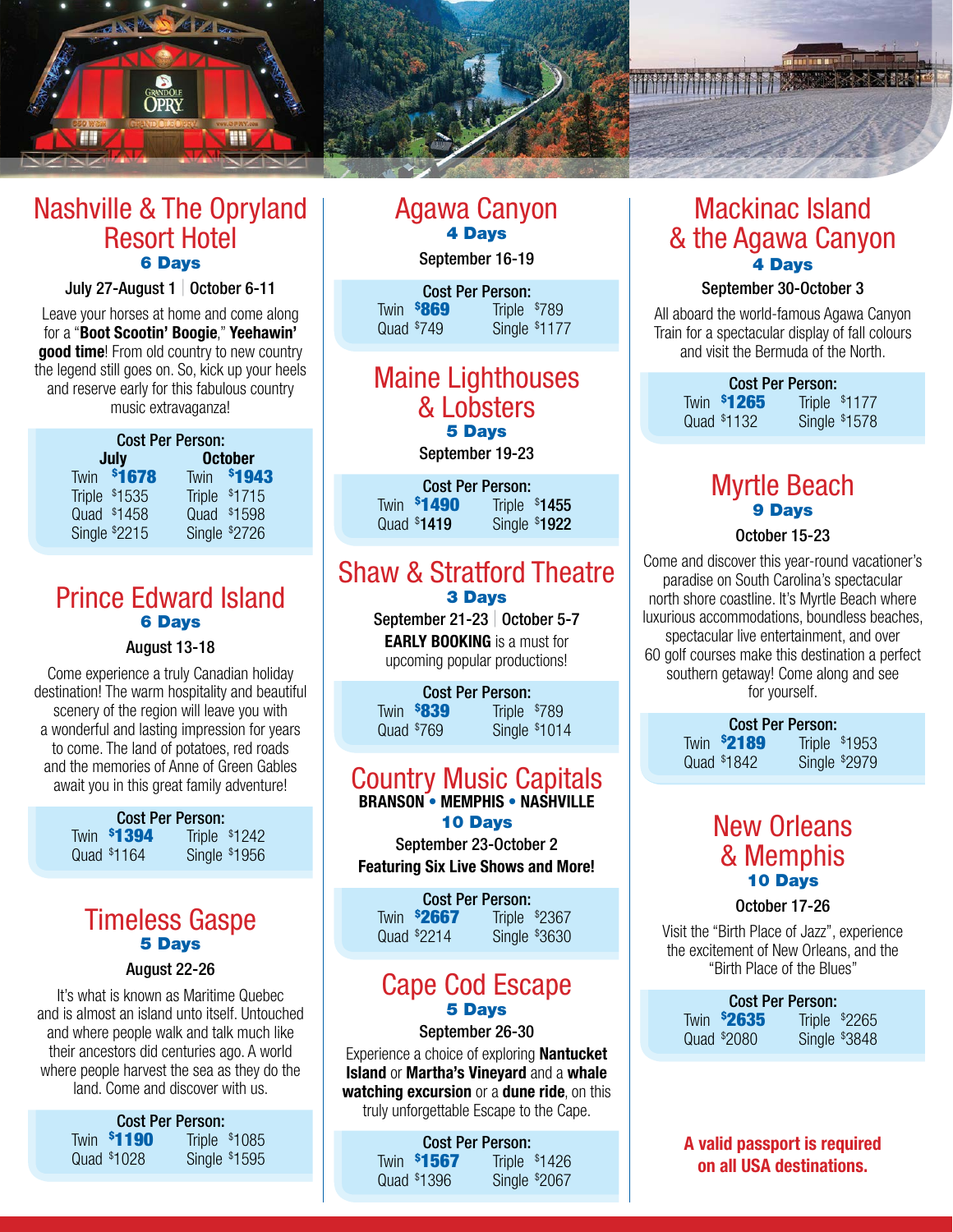## Nashville & The Opryland Resort Hotel

**6 Days**

July 27-August 1 | October 6-11

Leave your horses at home and come along for a "**Boot Scootin' Boogie**," **Yeehawin' good time**! From old country to new country the legend still goes on. So, kick up your heels and reserve early for this fabulous country music extravaganza!

Cost Per Person:

| July | | October | |
|---|---|---|---|
| Twin | **$1678** | Twin | **$1943** |
| Triple | $1535 | Triple | $1715 |
| Quad | $1458 | Quad | $1598 |
| Single | $2215 | Single | $2726 |

## Prince Edward Island

**6 Days**

August 13-18

Come experience a truly Canadian holiday destination! The warm hospitality and beautiful scenery of the region will leave you with a wonderful and lasting impression for years to come. The land of potatoes, red roads and the memories of Anne of Green Gables await you in this great family adventure!

Cost Per Person:

| | | | |
|---|---|---|---|
| Twin | **$1394** | Triple | $1242 |
| Quad | $1164 | Single | $1956 |

## Timeless Gaspe

**5 Days**

August 22-26

It's what is known as Maritime Quebec and is almost an island unto itself. Untouched and where people walk and talk much like their ancestors did centuries ago. A world where people harvest the sea as they do the land. Come and discover with us.

Cost Per Person:

| | | | |
|---|---|---|---|
| Twin | **$1190** | Triple | $1085 |
| Quad | $1028 | Single | $1595 |

## Agawa Canyon

**4 Days**

September 16-19

Cost Per Person:

| | | | |
|---|---|---|---|
| Twin | **$869** | Triple | $789 |
| Quad | $749 | Single | $1177 |

## Maine Lighthouses & Lobsters

**5 Days**

September 19-23

Cost Per Person:

| | | | |
|---|---|---|---|
| Twin | **$1490** | Triple | $1455 |
| Quad | $1419 | Single | $1922 |

## Shaw & Stratford Theatre

**3 Days**

September 21-23 | October 5-7

**EARLY BOOKING** is a must for upcoming popular productions!

Cost Per Person:

| | | | |
|---|---|---|---|
| Twin | **$839** | Triple | $789 |
| Quad | $769 | Single | $1014 |

## Country Music Capitals

**BRANSON • MEMPHIS • NASHVILLE**

**10 Days**

September 23-October 2

**Featuring Six Live Shows and More!**

Cost Per Person:

| | | | |
|---|---|---|---|
| Twin | **$2667** | Triple | $2367 |
| Quad | $2214 | Single | $3630 |

## Cape Cod Escape

**5 Days**

September 26-30

Experience a choice of exploring **Nantucket Island** or **Martha's Vineyard** and a **whale watching excursion** or a **dune ride**, on this truly unforgettable Escape to the Cape.

Cost Per Person:

| | | | |
|---|---|---|---|
| Twin | **$1567** | Triple | $1426 |
| Quad | $1396 | Single | $2067 |

## Mackinac Island & the Agawa Canyon

**4 Days**

September 30-October 3

All aboard the world-famous Agawa Canyon Train for a spectacular display of fall colours and visit the Bermuda of the North.

Cost Per Person:

| | | | |
|---|---|---|---|
| Twin | **$1265** | Triple | $1177 |
| Quad | $1132 | Single | $1578 |

## Myrtle Beach

**9 Days**

October 15-23

Come and discover this year-round vacationer's paradise on South Carolina's spectacular north shore coastline. It's Myrtle Beach where luxurious accommodations, boundless beaches, spectacular live entertainment, and over 60 golf courses make this destination a perfect southern getaway! Come along and see for yourself.

Cost Per Person:

| | | | |
|---|---|---|---|
| Twin | **$2189** | Triple | $1953 |
| Quad | $1842 | Single | $2979 |

## New Orleans & Memphis

**10 Days**

October 17-26

Visit the "Birth Place of Jazz", experience the excitement of New Orleans, and the "Birth Place of the Blues"

Cost Per Person:

| | | | |
|---|---|---|---|
| Twin | **$2635** | Triple | $2265 |
| Quad | $2080 | Single | $3848 |

**A valid passport is required on all USA destinations.**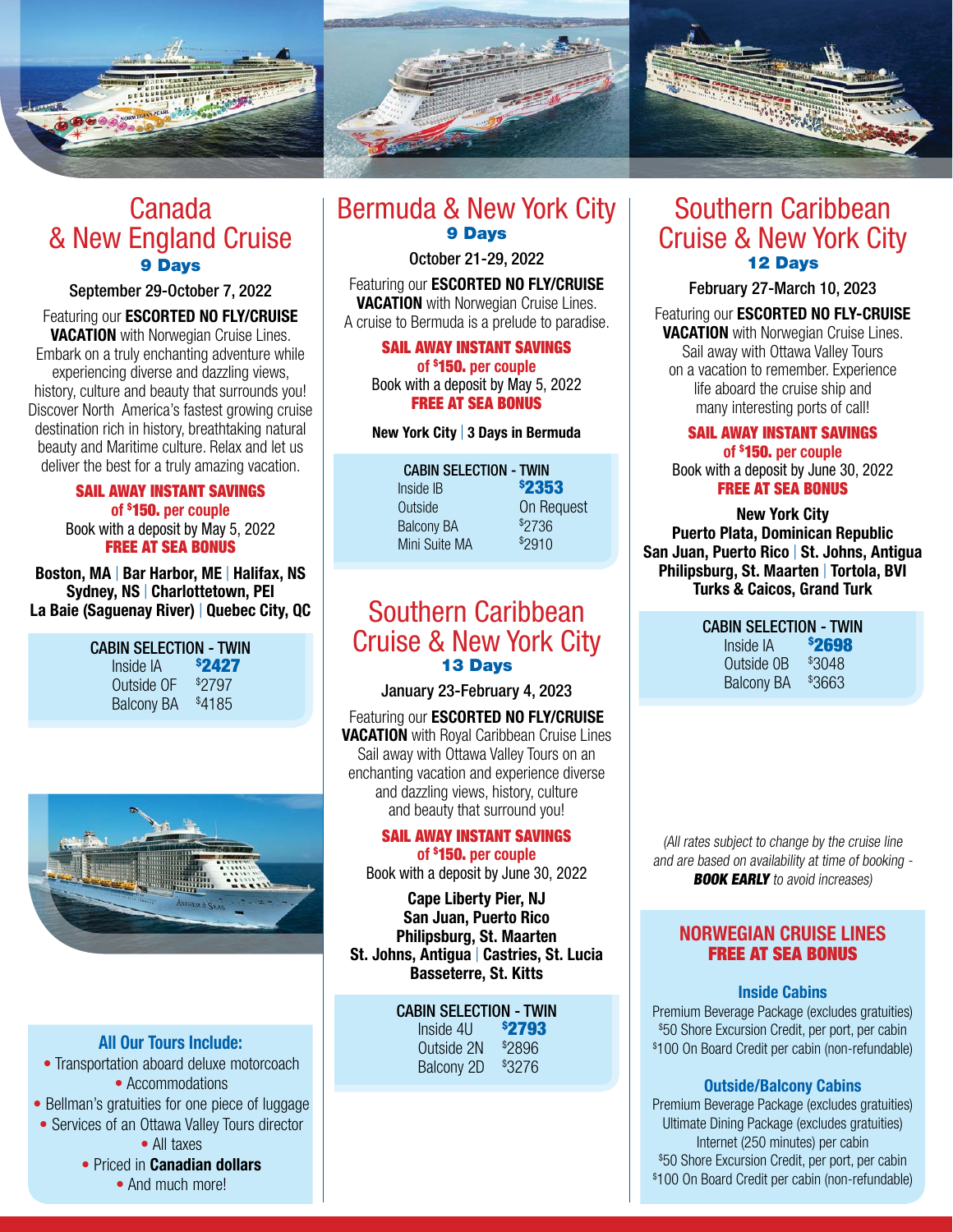## Canada & New England Cruise

**9 Days**

**September 29-October 7, 2022**

Featuring our **ESCORTED NO FLY/CRUISE VACATION** with Norwegian Cruise Lines. Embark on a truly enchanting adventure while experiencing diverse and dazzling views, history, culture and beauty that surrounds you! Discover North America's fastest growing cruise destination rich in history, breathtaking natural beauty and Maritime culture. Relax and let us deliver the best for a truly amazing vacation.

**SAIL AWAY INSTANT SAVINGS of $150. per couple**

Book with a deposit by May 5, 2022

**FREE AT SEA BONUS**

**Boston, MA | Bar Harbor, ME | Halifax, NS Sydney, NS | Charlottetown, PEI La Baie (Saguenay River) | Quebec City, QC**

| CABIN SELECTION - TWIN | |
|---|---|
| Inside IA | **$2427** |
| Outside OF | $2797 |
| Balcony BA | $4185 |

### All Our Tours Include:

- Transportation aboard deluxe motorcoach
- Accommodations
- Bellman's gratuities for one piece of luggage
- Services of an Ottawa Valley Tours director
- All taxes
- Priced in **Canadian dollars**
- And much more!

## Bermuda & New York City

**9 Days**

**October 21-29, 2022**

Featuring our **ESCORTED NO FLY/CRUISE VACATION** with Norwegian Cruise Lines. A cruise to Bermuda is a prelude to paradise.

**SAIL AWAY INSTANT SAVINGS of $150. per couple**

Book with a deposit by May 5, 2022

**FREE AT SEA BONUS**

**New York City | 3 Days in Bermuda**

| CABIN SELECTION - TWIN | |
|---|---|
| Inside IB | **$2353** |
| Outside | On Request |
| Balcony BA | $2736 |
| Mini Suite MA | $2910 |

## Southern Caribbean Cruise & New York City

**13 Days**

**January 23-February 4, 2023**

Featuring our **ESCORTED NO FLY/CRUISE VACATION** with Royal Caribbean Cruise Lines Sail away with Ottawa Valley Tours on an enchanting vacation and experience diverse and dazzling views, history, culture and beauty that surround you!

**SAIL AWAY INSTANT SAVINGS of $150. per couple**

Book with a deposit by June 30, 2022

**Cape Liberty Pier, NJ San Juan, Puerto Rico Philipsburg, St. Maarten St. Johns, Antigua | Castries, St. Lucia Basseterre, St. Kitts**

| CABIN SELECTION - TWIN | |
|---|---|
| Inside 4U | **$2793** |
| Outside 2N | $2896 |
| Balcony 2D | $3276 |

## Southern Caribbean Cruise & New York City

**12 Days**

**February 27-March 10, 2023**

Featuring our **ESCORTED NO FLY-CRUISE VACATION** with Norwegian Cruise Lines. Sail away with Ottawa Valley Tours on a vacation to remember. Experience life aboard the cruise ship and many interesting ports of call!

**SAIL AWAY INSTANT SAVINGS of $150. per couple**

Book with a deposit by June 30, 2022

**FREE AT SEA BONUS**

**New York City Puerto Plata, Dominican Republic San Juan, Puerto Rico | St. Johns, Antigua Philipsburg, St. Maarten | Tortola, BVI Turks & Caicos, Grand Turk**

| CABIN SELECTION - TWIN | |
|---|---|
| Inside IA | **$2698** |
| Outside 0B | $3048 |
| Balcony BA | $3663 |

*(All rates subject to change by the cruise line and are based on availability at time of booking - **BOOK EARLY** to avoid increases)*

### NORWEGIAN CRUISE LINES FREE AT SEA BONUS

**Inside Cabins**

Premium Beverage Package (excludes gratuities)
$50 Shore Excursion Credit, per port, per cabin
$100 On Board Credit per cabin (non-refundable)

**Outside/Balcony Cabins**

Premium Beverage Package (excludes gratuities)
Ultimate Dining Package (excludes gratuities)
Internet (250 minutes) per cabin
$50 Shore Excursion Credit, per port, per cabin
$100 On Board Credit per cabin (non-refundable)